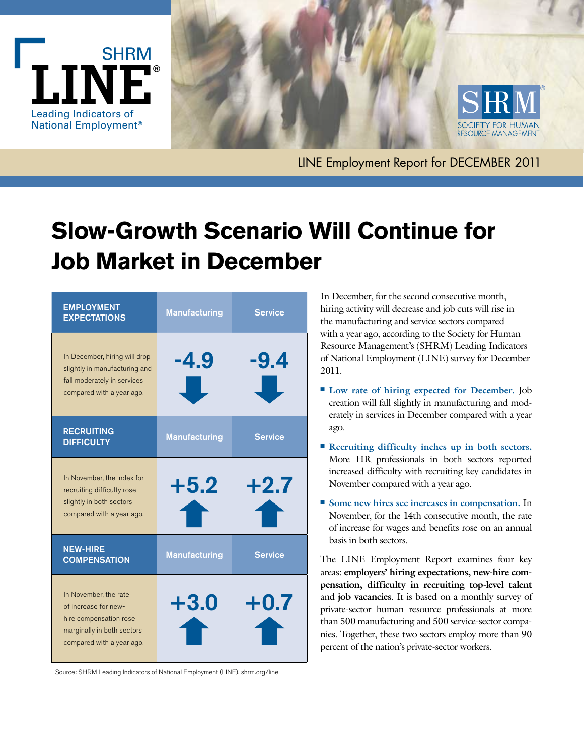SHRM

# LINE®

Leading Indicators of National Employment®

SHRM® SOCIETY FOR HUMAN RESOURCE MANAGEMENT

LINE Employment Report for DECEMBER 2011

# Slow-Growth Scenario Will Continue for Job Market in December

| EMPLOYMENT EXPECTATIONS | Manufacturing | Service |
|---|---|---|
| In December, hiring will drop slightly in manufacturing and fall moderately in services compared with a year ago. | -4.9 ↓ | -9.4 ↓ |
| **RECRUITING DIFFICULTY** | **Manufacturing** | **Service** |
| In November, the index for recruiting difficulty rose slightly in both sectors compared with a year ago. | +5.2 ↑ | +2.7 ↑ |
| **NEW-HIRE COMPENSATION** | **Manufacturing** | **Service** |
| In November, the rate of increase for new-hire compensation rose marginally in both sectors compared with a year ago. | +3.0 ↑ | +0.7 ↑ |

Source: SHRM Leading Indicators of National Employment (LINE), shrm.org/line

In December, for the second consecutive month, hiring activity will decrease and job cuts will rise in the manufacturing and service sectors compared with a year ago, according to the Society for Human Resource Management's (SHRM) Leading Indicators of National Employment (LINE) survey for December 2011.

- **Low rate of hiring expected for December.** Job creation will fall slightly in manufacturing and moderately in services in December compared with a year ago.
- **Recruiting difficulty inches up in both sectors.** More HR professionals in both sectors reported increased difficulty with recruiting key candidates in November compared with a year ago.
- **Some new hires see increases in compensation.** In November, for the 14th consecutive month, the rate of increase for wages and benefits rose on an annual basis in both sectors.

The LINE Employment Report examines four key areas: **employers' hiring expectations, new-hire compensation, difficulty in recruiting top-level talent** and **job vacancies**. It is based on a monthly survey of private-sector human resource professionals at more than 500 manufacturing and 500 service-sector companies. Together, these two sectors employ more than 90 percent of the nation's private-sector workers.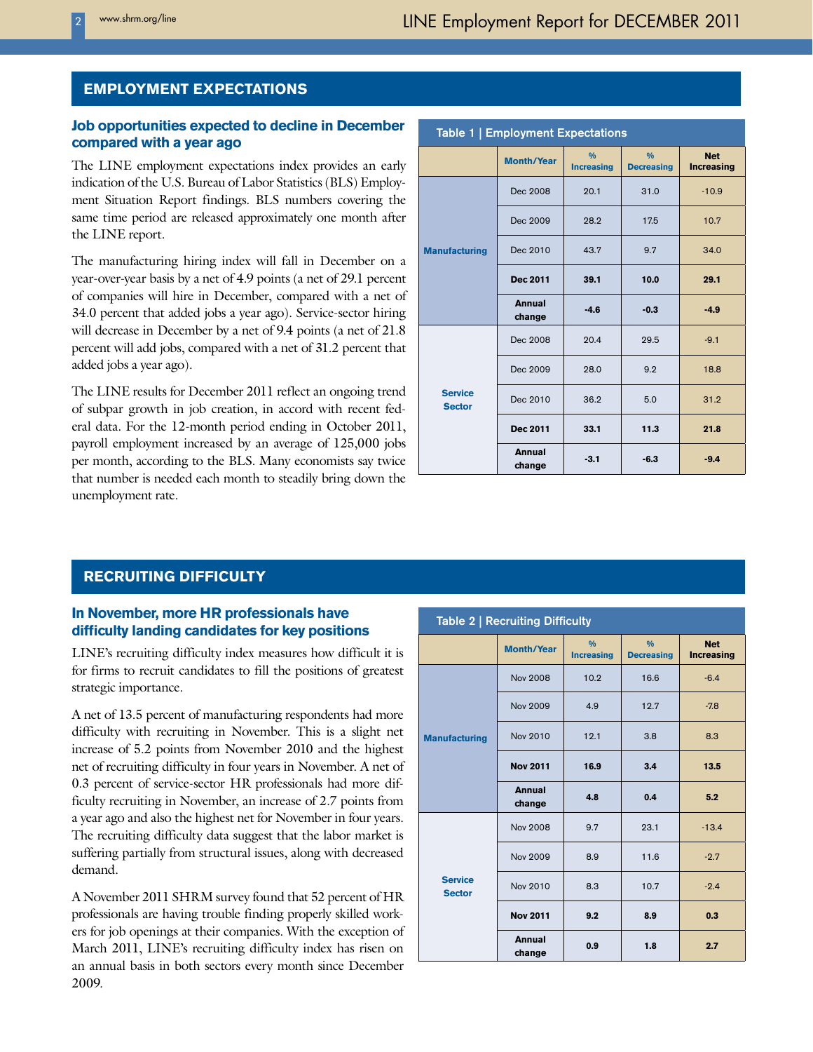## EMPLOYMENT EXPECTATIONS

### Job opportunities expected to decline in December compared with a year ago

The LINE employment expectations index provides an early indication of the U.S. Bureau of Labor Statistics (BLS) Employment Situation Report findings. BLS numbers covering the same time period are released approximately one month after the LINE report.

The manufacturing hiring index will fall in December on a year-over-year basis by a net of 4.9 points (a net of 29.1 percent of companies will hire in December, compared with a net of 34.0 percent that added jobs a year ago). Service-sector hiring will decrease in December by a net of 9.4 points (a net of 21.8 percent will add jobs, compared with a net of 31.2 percent that added jobs a year ago).

The LINE results for December 2011 reflect an ongoing trend of subpar growth in job creation, in accord with recent federal data. For the 12-month period ending in October 2011, payroll employment increased by an average of 125,000 jobs per month, according to the BLS. Many economists say twice that number is needed each month to steadily bring down the unemployment rate.

**Table 1 | Employment Expectations**

| | Month/Year | % Increasing | % Decreasing | Net Increasing |
|---|---|---|---|---|
| Manufacturing | Dec 2008 | 20.1 | 31.0 | -10.9 |
| | Dec 2009 | 28.2 | 17.5 | 10.7 |
| | Dec 2010 | 43.7 | 9.7 | 34.0 |
| | **Dec 2011** | **39.1** | **10.0** | **29.1** |
| | **Annual change** | **-4.6** | **-0.3** | **-4.9** |
| Service Sector | Dec 2008 | 20.4 | 29.5 | -9.1 |
| | Dec 2009 | 28.0 | 9.2 | 18.8 |
| | Dec 2010 | 36.2 | 5.0 | 31.2 |
| | **Dec 2011** | **33.1** | **11.3** | **21.8** |
| | **Annual change** | **-3.1** | **-6.3** | **-9.4** |

## RECRUITING DIFFICULTY

### In November, more HR professionals have difficulty landing candidates for key positions

LINE's recruiting difficulty index measures how difficult it is for firms to recruit candidates to fill the positions of greatest strategic importance.

A net of 13.5 percent of manufacturing respondents had more difficulty with recruiting in November. This is a slight net increase of 5.2 points from November 2010 and the highest net of recruiting difficulty in four years in November. A net of 0.3 percent of service-sector HR professionals had more difficulty recruiting in November, an increase of 2.7 points from a year ago and also the highest net for November in four years. The recruiting difficulty data suggest that the labor market is suffering partially from structural issues, along with decreased demand.

A November 2011 SHRM survey found that 52 percent of HR professionals are having trouble finding properly skilled workers for job openings at their companies. With the exception of March 2011, LINE's recruiting difficulty index has risen on an annual basis in both sectors every month since December 2009.

**Table 2 | Recruiting Difficulty**

| | Month/Year | % Increasing | % Decreasing | Net Increasing |
|---|---|---|---|---|
| Manufacturing | Nov 2008 | 10.2 | 16.6 | -6.4 |
| | Nov 2009 | 4.9 | 12.7 | -7.8 |
| | Nov 2010 | 12.1 | 3.8 | 8.3 |
| | **Nov 2011** | **16.9** | **3.4** | **13.5** |
| | **Annual change** | **4.8** | **0.4** | **5.2** |
| Service Sector | Nov 2008 | 9.7 | 23.1 | -13.4 |
| | Nov 2009 | 8.9 | 11.6 | -2.7 |
| | Nov 2010 | 8.3 | 10.7 | -2.4 |
| | **Nov 2011** | **9.2** | **8.9** | **0.3** |
| | **Annual change** | **0.9** | **1.8** | **2.7** |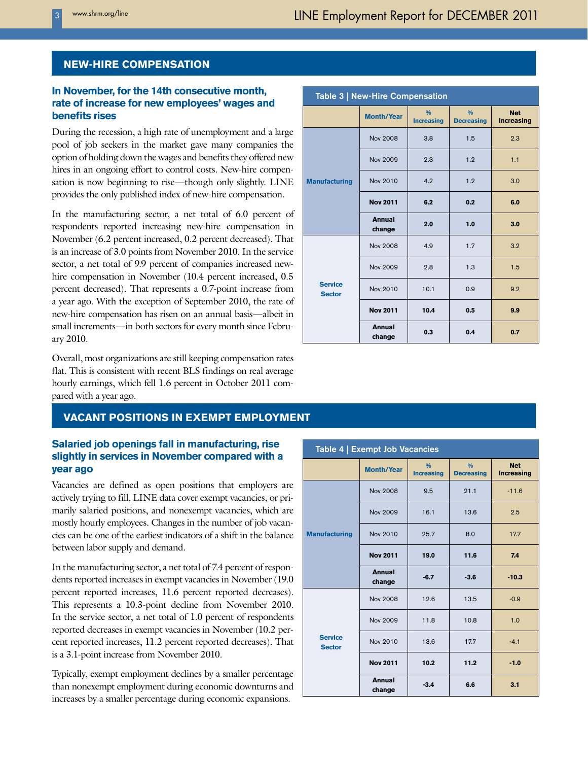## NEW-HIRE COMPENSATION

### In November, for the 14th consecutive month, rate of increase for new employees' wages and benefits rises

During the recession, a high rate of unemployment and a large pool of job seekers in the market gave many companies the option of holding down the wages and benefits they offered new hires in an ongoing effort to control costs. New-hire compensation is now beginning to rise—though only slightly. LINE provides the only published index of new-hire compensation.

In the manufacturing sector, a net total of 6.0 percent of respondents reported increasing new-hire compensation in November (6.2 percent increased, 0.2 percent decreased). That is an increase of 3.0 points from November 2010. In the service sector, a net total of 9.9 percent of companies increased new-hire compensation in November (10.4 percent increased, 0.5 percent decreased). That represents a 0.7-point increase from a year ago. With the exception of September 2010, the rate of new-hire compensation has risen on an annual basis—albeit in small increments—in both sectors for every month since February 2010.

Overall, most organizations are still keeping compensation rates flat. This is consistent with recent BLS findings on real average hourly earnings, which fell 1.6 percent in October 2011 compared with a year ago.

**Table 3 | New-Hire Compensation**

| | Month/Year | % Increasing | % Decreasing | Net Increasing |
|---|---|---|---|---|
| Manufacturing | Nov 2008 | 3.8 | 1.5 | 2.3 |
| | Nov 2009 | 2.3 | 1.2 | 1.1 |
| | Nov 2010 | 4.2 | 1.2 | 3.0 |
| | **Nov 2011** | **6.2** | **0.2** | **6.0** |
| | **Annual change** | **2.0** | **1.0** | **3.0** |
| Service Sector | Nov 2008 | 4.9 | 1.7 | 3.2 |
| | Nov 2009 | 2.8 | 1.3 | 1.5 |
| | Nov 2010 | 10.1 | 0.9 | 9.2 |
| | **Nov 2011** | **10.4** | **0.5** | **9.9** |
| | **Annual change** | **0.3** | **0.4** | **0.7** |

## VACANT POSITIONS IN EXEMPT EMPLOYMENT

### Salaried job openings fall in manufacturing, rise slightly in services in November compared with a year ago

Vacancies are defined as open positions that employers are actively trying to fill. LINE data cover exempt vacancies, or primarily salaried positions, and nonexempt vacancies, which are mostly hourly employees. Changes in the number of job vacancies can be one of the earliest indicators of a shift in the balance between labor supply and demand.

In the manufacturing sector, a net total of 7.4 percent of respondents reported increases in exempt vacancies in November (19.0 percent reported increases, 11.6 percent reported decreases). This represents a 10.3-point decline from November 2010. In the service sector, a net total of 1.0 percent of respondents reported decreases in exempt vacancies in November (10.2 percent reported increases, 11.2 percent reported decreases). That is a 3.1-point increase from November 2010.

Typically, exempt employment declines by a smaller percentage than nonexempt employment during economic downturns and increases by a smaller percentage during economic expansions.

**Table 4 | Exempt Job Vacancies**

| | Month/Year | % Increasing | % Decreasing | Net Increasing |
|---|---|---|---|---|
| Manufacturing | Nov 2008 | 9.5 | 21.1 | -11.6 |
| | Nov 2009 | 16.1 | 13.6 | 2.5 |
| | Nov 2010 | 25.7 | 8.0 | 17.7 |
| | **Nov 2011** | **19.0** | **11.6** | **7.4** |
| | **Annual change** | **-6.7** | **-3.6** | **-10.3** |
| Service Sector | Nov 2008 | 12.6 | 13.5 | -0.9 |
| | Nov 2009 | 11.8 | 10.8 | 1.0 |
| | Nov 2010 | 13.6 | 17.7 | -4.1 |
| | **Nov 2011** | **10.2** | **11.2** | **-1.0** |
| | **Annual change** | **-3.4** | **6.6** | **3.1** |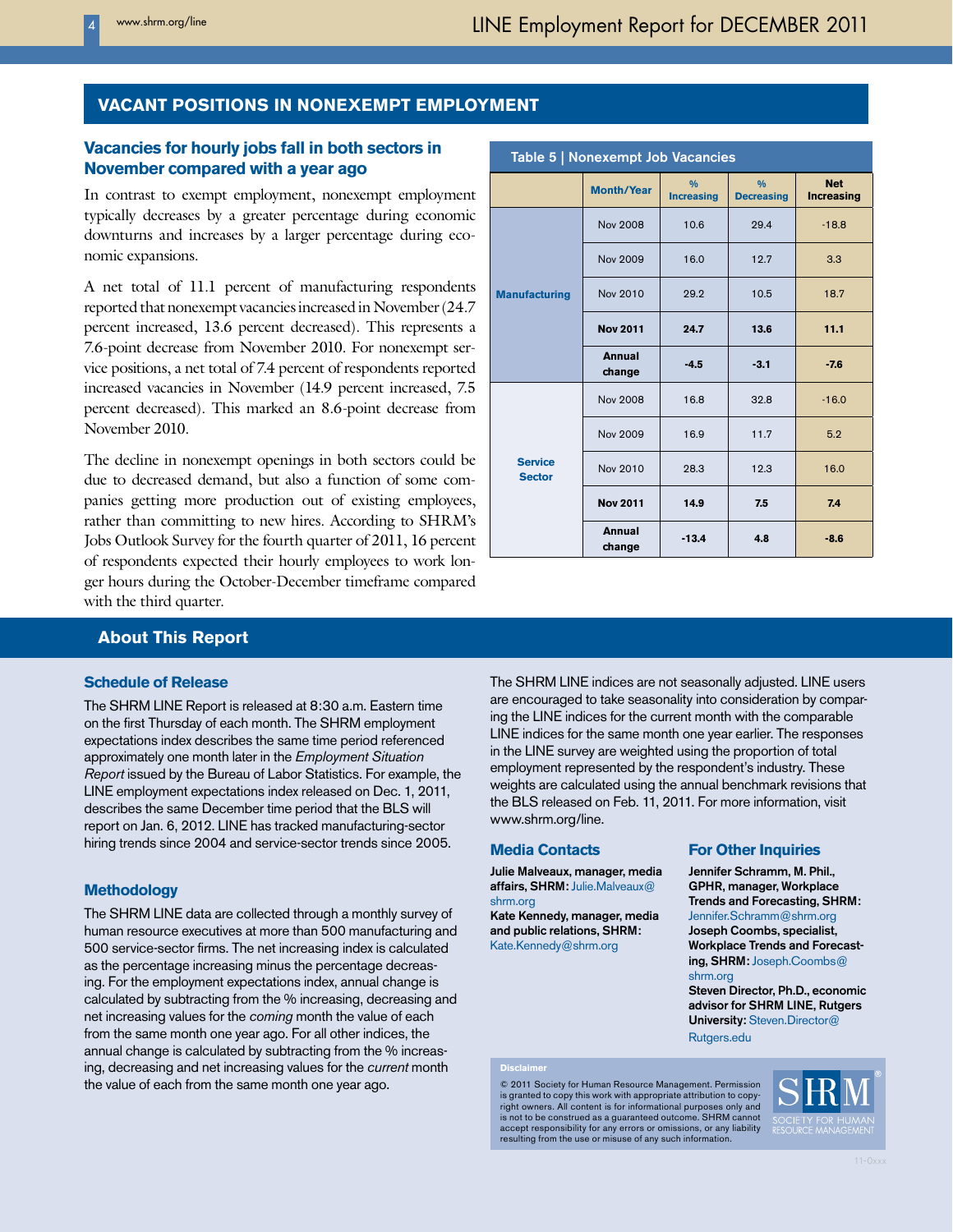## VACANT POSITIONS IN NONEXEMPT EMPLOYMENT

### Vacancies for hourly jobs fall in both sectors in November compared with a year ago

In contrast to exempt employment, nonexempt employment typically decreases by a greater percentage during economic downturns and increases by a larger percentage during economic expansions.

A net total of 11.1 percent of manufacturing respondents reported that nonexempt vacancies increased in November (24.7 percent increased, 13.6 percent decreased). This represents a 7.6-point decrease from November 2010. For nonexempt service positions, a net total of 7.4 percent of respondents reported increased vacancies in November (14.9 percent increased, 7.5 percent decreased). This marked an 8.6-point decrease from November 2010.

The decline in nonexempt openings in both sectors could be due to decreased demand, but also a function of some companies getting more production out of existing employees, rather than committing to new hires. According to SHRM's Jobs Outlook Survey for the fourth quarter of 2011, 16 percent of respondents expected their hourly employees to work longer hours during the October-December timeframe compared with the third quarter.

**Table 5 | Nonexempt Job Vacancies**

| | Month/Year | % Increasing | % Decreasing | Net Increasing |
|---|---|---|---|---|
| Manufacturing | Nov 2008 | 10.6 | 29.4 | -18.8 |
| | Nov 2009 | 16.0 | 12.7 | 3.3 |
| | Nov 2010 | 29.2 | 10.5 | 18.7 |
| | **Nov 2011** | **24.7** | **13.6** | **11.1** |
| | **Annual change** | **-4.5** | **-3.1** | **-7.6** |
| Service Sector | Nov 2008 | 16.8 | 32.8 | -16.0 |
| | Nov 2009 | 16.9 | 11.7 | 5.2 |
| | Nov 2010 | 28.3 | 12.3 | 16.0 |
| | **Nov 2011** | **14.9** | **7.5** | **7.4** |
| | **Annual change** | **-13.4** | **4.8** | **-8.6** |

## About This Report

### Schedule of Release

The SHRM LINE Report is released at 8:30 a.m. Eastern time on the first Thursday of each month. The SHRM employment expectations index describes the same time period referenced approximately one month later in the *Employment Situation Report* issued by the Bureau of Labor Statistics. For example, the LINE employment expectations index released on Dec. 1, 2011, describes the same December time period that the BLS will report on Jan. 6, 2012. LINE has tracked manufacturing-sector hiring trends since 2004 and service-sector trends since 2005.

### Methodology

The SHRM LINE data are collected through a monthly survey of human resource executives at more than 500 manufacturing and 500 service-sector firms. The net increasing index is calculated as the percentage increasing minus the percentage decreasing. For the employment expectations index, annual change is calculated by subtracting from the % increasing, decreasing and net increasing values for the *coming* month the value of each from the same month one year ago. For all other indices, the annual change is calculated by subtracting from the % increasing, decreasing and net increasing values for the *current* month the value of each from the same month one year ago.

The SHRM LINE indices are not seasonally adjusted. LINE users are encouraged to take seasonality into consideration by comparing the LINE indices for the current month with the comparable LINE indices for the same month one year earlier. The responses in the LINE survey are weighted using the proportion of total employment represented by the respondent's industry. These weights are calculated using the annual benchmark revisions that the BLS released on Feb. 11, 2011. For more information, visit www.shrm.org/line.

### Media Contacts

**Julie Malveaux, manager, media affairs, SHRM:** Julie.Malveaux@shrm.org
**Kate Kennedy, manager, media and public relations, SHRM:** Kate.Kennedy@shrm.org

### For Other Inquiries

**Jennifer Schramm, M. Phil., GPHR, manager, Workplace Trends and Forecasting, SHRM:** Jennifer.Schramm@shrm.org
**Joseph Coombs, specialist, Workplace Trends and Forecasting, SHRM:** Joseph.Coombs@shrm.org
**Steven Director, Ph.D., economic advisor for SHRM LINE, Rutgers University:** Steven.Director@Rutgers.edu

**Disclaimer**

© 2011 Society for Human Resource Management. Permission is granted to copy this work with appropriate attribution to copyright owners. All content is for informational purposes only and is not to be construed as a guaranteed outcome. SHRM cannot accept responsibility for any errors or omissions, or any liability resulting from the use or misuse of any such information.

SHRM® SOCIETY FOR HUMAN RESOURCE MANAGEMENT

11-0xxx